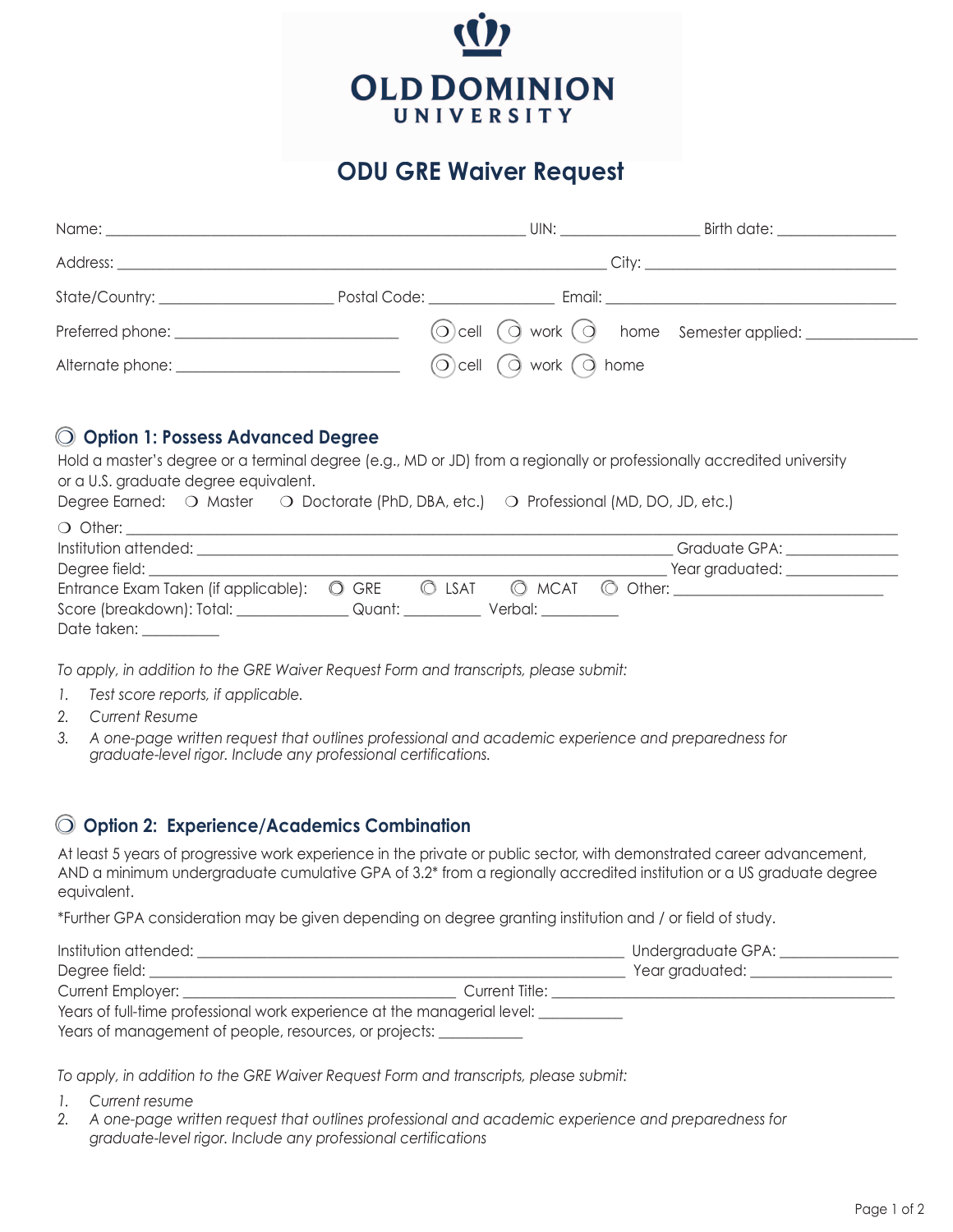# OLD DOMINION UNIVERSITY

## ODU GRE Waiver Request

Name: ______________________________ UIN: ______________ Birth date: ______________

Address: ______________________________ City: ______________________

State/Country: __________________ Postal Code: ______________ Email: ______________________

Preferred phone: ______________________ ❍ cell ❍ work ❍ home Semester applied: ____________

Alternate phone: ______________________ ❍ cell ❍ work ❍ home

### ❍ Option 1: Possess Advanced Degree

Hold a master's degree or a terminal degree (e.g., MD or JD) from a regionally or professionally accredited university or a U.S. graduate degree equivalent.

Degree Earned: ❍ Master ❍ Doctorate (PhD, DBA, etc.) ❍ Professional (MD, DO, JD, etc.)

❍ Other: ______________________________________________

Institution attended: ______________________________________ Graduate GPA: ____________

Degree field: ______________________________________________ Year graduated: ____________

Entrance Exam Taken (if applicable): ❍ GRE ❍ LSAT ❍ MCAT ❍ Other: ______________________

Score (breakdown): Total: ____________ Quant: __________ Verbal: __________

Date taken: __________

*To apply, in addition to the GRE Waiver Request Form and transcripts, please submit:*

1. *Test score reports, if applicable.*
2. *Current Resume*
3. *A one-page written request that outlines professional and academic experience and preparedness for graduate-level rigor. Include any professional certifications.*

### ❍ Option 2: Experience/Academics Combination

At least 5 years of progressive work experience in the private or public sector, with demonstrated career advancement, AND a minimum undergraduate cumulative GPA of 3.2* from a regionally accredited institution or a US graduate degree equivalent.

*Further GPA consideration may be given depending on degree granting institution and / or field of study.

Institution attended: ______________________________________ Undergraduate GPA: ____________

Degree field: ______________________________________________ Year graduated: ______________

Current Employer: ______________________________ Current Title: ______________________________

Years of full-time professional work experience at the managerial level: __________

Years of management of people, resources, or projects: __________

*To apply, in addition to the GRE Waiver Request Form and transcripts, please submit:*

1. *Current resume*
2. *A one-page written request that outlines professional and academic experience and preparedness for graduate-level rigor. Include any professional certifications*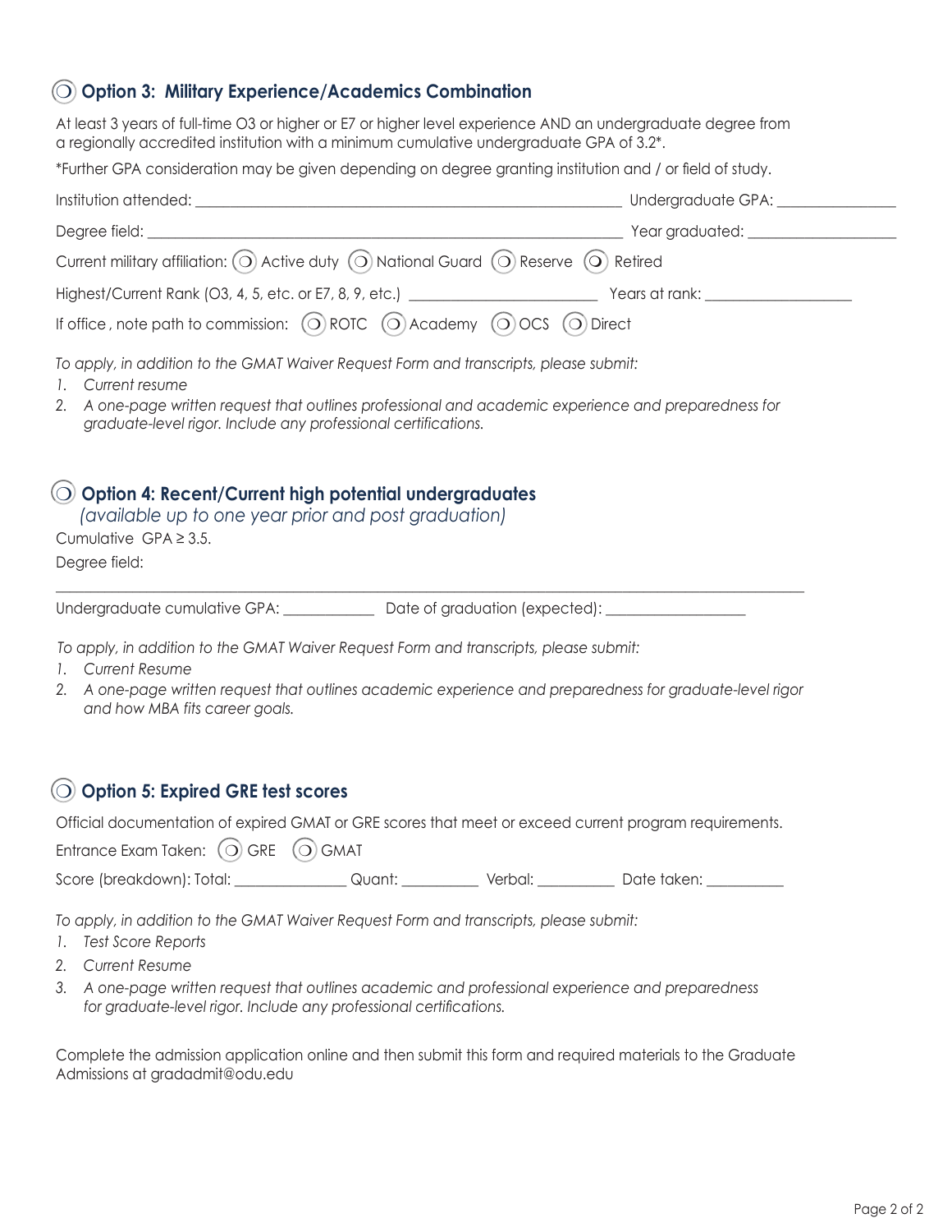## ❍ Option 3: Military Experience/Academics Combination

At least 3 years of full-time O3 or higher or E7 or higher level experience AND an undergraduate degree from a regionally accredited institution with a minimum cumulative undergraduate GPA of 3.2*.

*Further GPA consideration may be given depending on degree granting institution and / or field of study.

Institution attended: ______________________________ Undergraduate GPA: ____________

Degree field: ______________________________ Year graduated: ____________

Current military affiliation: ❍ Active duty ❍ National Guard ❍ Reserve ❍ Retired

Highest/Current Rank (O3, 4, 5, etc. or E7, 8, 9, etc.) ____________________ Years at rank: ____________

If office , note path to commission: ❍ ROTC ❍ Academy ❍ OCS ❍ Direct

*To apply, in addition to the GMAT Waiver Request Form and transcripts, please submit:*

1. *Current resume*
2. *A one-page written request that outlines professional and academic experience and preparedness for graduate-level rigor. Include any professional certifications.*

## ❍ Option 4: Recent/Current high potential undergraduates

*(available up to one year prior and post graduation)*

Cumulative GPA ≥ 3.5.

Degree field:

______________________________________________________________________

Undergraduate cumulative GPA: ____________ Date of graduation (expected): ____________

*To apply, in addition to the GMAT Waiver Request Form and transcripts, please submit:*

1. *Current Resume*
2. *A one-page written request that outlines academic experience and preparedness for graduate-level rigor and how MBA fits career goals.*

## ❍ Option 5: Expired GRE test scores

Official documentation of expired GMAT or GRE scores that meet or exceed current program requirements.

Entrance Exam Taken: ❍ GRE ❍ GMAT

Score (breakdown): Total: ____________ Quant: ____________ Verbal: ____________ Date taken: ____________

*To apply, in addition to the GMAT Waiver Request Form and transcripts, please submit:*

1. *Test Score Reports*
2. *Current Resume*
3. *A one-page written request that outlines academic and professional experience and preparedness for graduate-level rigor. Include any professional certifications.*

Complete the admission application online and then submit this form and required materials to the Graduate Admissions at gradadmit@odu.edu